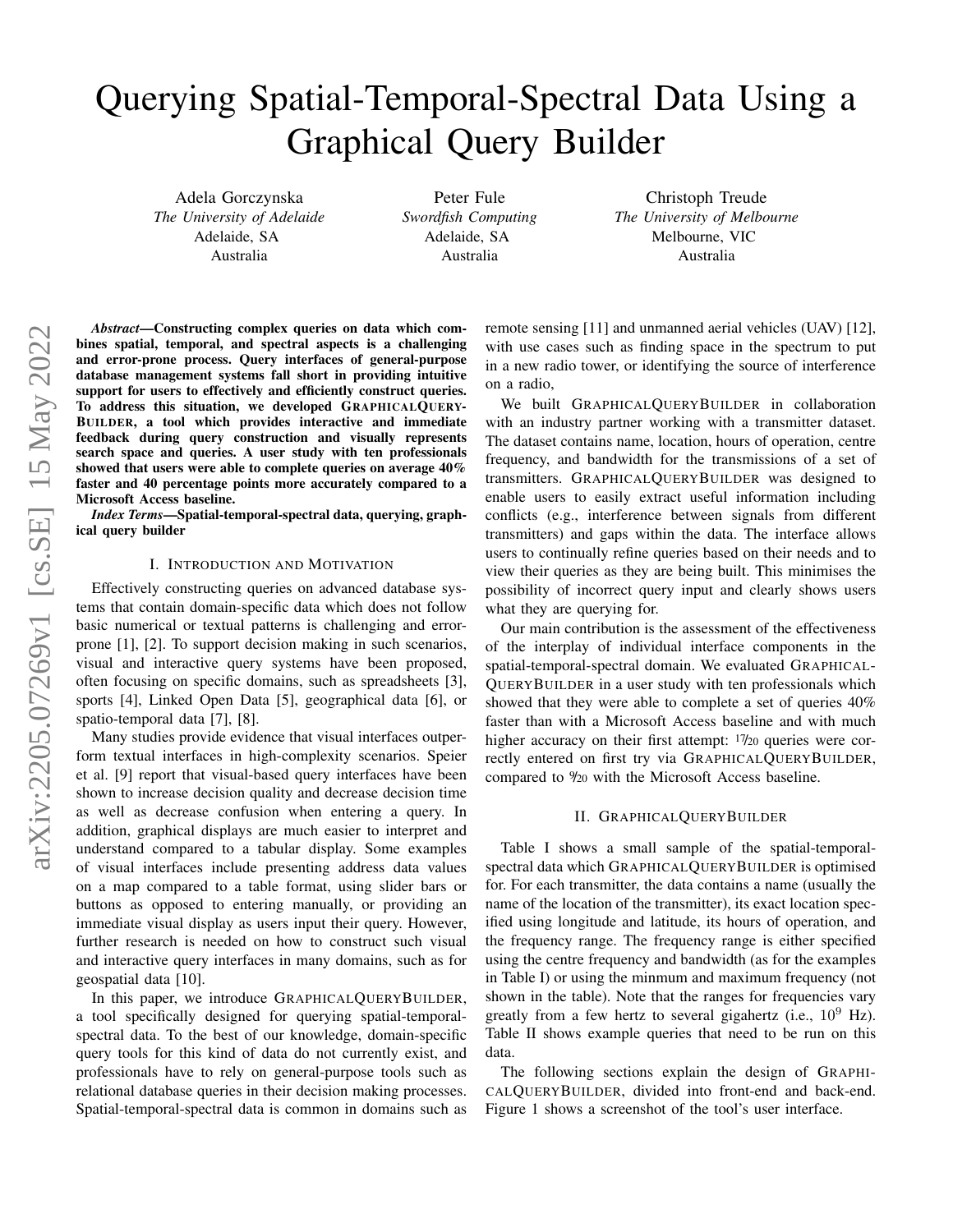# Querying Spatial-Temporal-Spectral Data Using a Graphical Query Builder

Adela Gorczynska
*The University of Adelaide*
Adelaide, SA
Australia

Peter Fule
*Swordfish Computing*
Adelaide, SA
Australia

Christoph Treude
*The University of Melbourne*
Melbourne, VIC
Australia

***Abstract*—Constructing complex queries on data which combines spatial, temporal, and spectral aspects is a challenging and error-prone process. Query interfaces of general-purpose database management systems fall short in providing intuitive support for users to effectively and efficiently construct queries. To address this situation, we developed GRAPHICALQUERYBUILDER, a tool which provides interactive and immediate feedback during query construction and visually represents search space and queries. A user study with ten professionals showed that users were able to complete queries on average 40% faster and 40 percentage points more accurately compared to a Microsoft Access baseline.**

***Index Terms*—Spatial-temporal-spectral data, querying, graphical query builder**

## I. Introduction and Motivation

Effectively constructing queries on advanced database systems that contain domain-specific data which does not follow basic numerical or textual patterns is challenging and error-prone [1], [2]. To support decision making in such scenarios, visual and interactive query systems have been proposed, often focusing on specific domains, such as spreadsheets [3], sports [4], Linked Open Data [5], geographical data [6], or spatio-temporal data [7], [8].

Many studies provide evidence that visual interfaces outperform textual interfaces in high-complexity scenarios. Speier et al. [9] report that visual-based query interfaces have been shown to increase decision quality and decrease decision time as well as decrease confusion when entering a query. In addition, graphical displays are much easier to interpret and understand compared to a tabular display. Some examples of visual interfaces include presenting address data values on a map compared to a table format, using slider bars or buttons as opposed to entering manually, or providing an immediate visual display as users input their query. However, further research is needed on how to construct such visual and interactive query interfaces in many domains, such as for geospatial data [10].

In this paper, we introduce GRAPHICALQUERYBUILDER, a tool specifically designed for querying spatial-temporal-spectral data. To the best of our knowledge, domain-specific query tools for this kind of data do not currently exist, and professionals have to rely on general-purpose tools such as relational database queries in their decision making processes. Spatial-temporal-spectral data is common in domains such as remote sensing [11] and unmanned aerial vehicles (UAV) [12], with use cases such as finding space in the spectrum to put in a new radio tower, or identifying the source of interference on a radio,

We built GRAPHICALQUERYBUILDER in collaboration with an industry partner working with a transmitter dataset. The dataset contains name, location, hours of operation, centre frequency, and bandwidth for the transmissions of a set of transmitters. GRAPHICALQUERYBUILDER was designed to enable users to easily extract useful information including conflicts (e.g., interference between signals from different transmitters) and gaps within the data. The interface allows users to continually refine queries based on their needs and to view their queries as they are being built. This minimises the possibility of incorrect query input and clearly shows users what they are querying for.

Our main contribution is the assessment of the effectiveness of the interplay of individual interface components in the spatial-temporal-spectral domain. We evaluated GRAPHICALQUERYBUILDER in a user study with ten professionals which showed that they were able to complete a set of queries 40% faster than with a Microsoft Access baseline and with much higher accuracy on their first attempt: 17/20 queries were correctly entered on first try via GRAPHICALQUERYBUILDER, compared to 9/20 with the Microsoft Access baseline.

## II. GraphicalQueryBuilder

Table I shows a small sample of the spatial-temporal-spectral data which GRAPHICALQUERYBUILDER is optimised for. For each transmitter, the data contains a name (usually the name of the location of the transmitter), its exact location specified using longitude and latitude, its hours of operation, and the frequency range. The frequency range is either specified using the centre frequency and bandwidth (as for the examples in Table I) or using the minmum and maximum frequency (not shown in the table). Note that the ranges for frequencies vary greatly from a few hertz to several gigahertz (i.e., $10^9$ Hz). Table II shows example queries that need to be run on this data.

The following sections explain the design of GRAPHICALQUERYBUILDER, divided into front-end and back-end. Figure 1 shows a screenshot of the tool's user interface.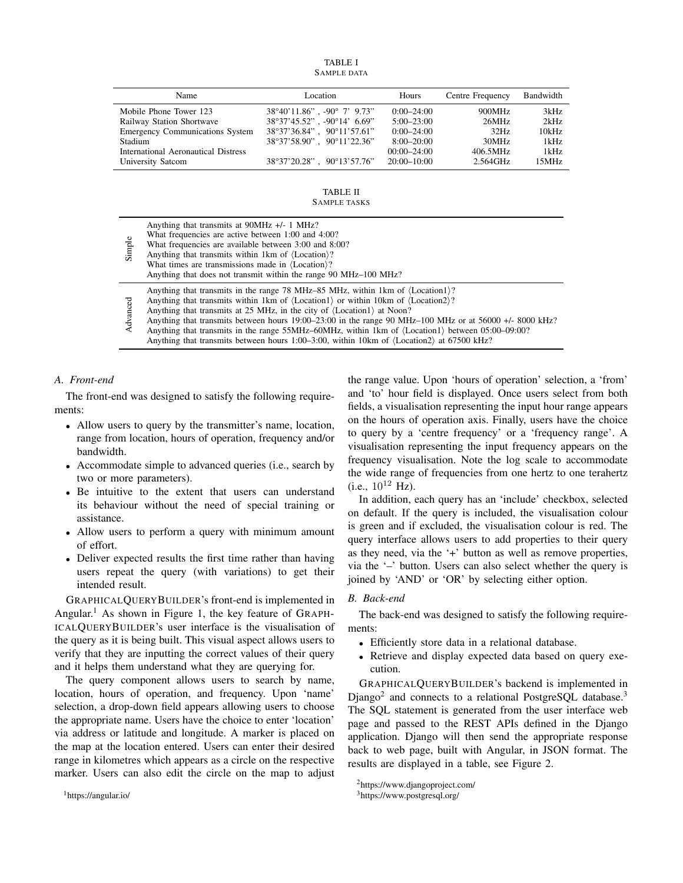TABLE I
SAMPLE DATA

| Name | Location | Hours | Centre Frequency | Bandwidth |
|---|---|---|---|---|
| Mobile Phone Tower 123 | 38°40'11.86" , -90° 7' 9.73" | 0:00–24:00 | 900MHz | 3kHz |
| Railway Station Shortwave | 38°37'45.52" , -90°14' 6.69" | 5:00–23:00 | 26MHz | 2kHz |
| Emergency Communications System | 38°37'36.84" , 90°11'57.61" | 0:00–24:00 | 32Hz | 10kHz |
| Stadium | 38°37'58.90" , 90°11'22.36" | 8:00–20:00 | 30MHz | 1kHz |
| International Aeronautical Distress | | 00:00–24:00 | 406.5MHz | 1kHz |
| University Satcom | 38°37'20.28" , 90°13'57.76" | 20:00–10:00 | 2.564GHz | 15MHz |

TABLE II
SAMPLE TASKS

| | |
|---|---|
| Simple | Anything that transmits at 90MHz +/- 1 MHz?<br>What frequencies are active between 1:00 and 4:00?<br>What frequencies are available between 3:00 and 8:00?<br>Anything that transmits within 1km of ⟨Location⟩?<br>What times are transmissions made in ⟨Location⟩?<br>Anything that does not transmit within the range 90 MHz–100 MHz? |
| Advanced | Anything that transmits in the range 78 MHz–85 MHz, within 1km of ⟨Location1⟩?<br>Anything that transmits within 1km of ⟨Location1⟩ or within 10km of ⟨Location2⟩?<br>Anything that transmits at 25 MHz, in the city of ⟨Location1⟩ at Noon?<br>Anything that transmits between hours 19:00–23:00 in the range 90 MHz–100 MHz or at 56000 +/- 8000 kHz?<br>Anything that transmits in the range 55MHz–60MHz, within 1km of ⟨Location1⟩ between 05:00–09:00?<br>Anything that transmits between hours 1:00–3:00, within 10km of ⟨Location2⟩ at 67500 kHz? |

### A. Front-end

The front-end was designed to satisfy the following requirements:

- Allow users to query by the transmitter's name, location, range from location, hours of operation, frequency and/or bandwidth.
- Accommodate simple to advanced queries (i.e., search by two or more parameters).
- Be intuitive to the extent that users can understand its behaviour without the need of special training or assistance.
- Allow users to perform a query with minimum amount of effort.
- Deliver expected results the first time rather than having users repeat the query (with variations) to get their intended result.

GRAPHICALQUERYBUILDER's front-end is implemented in Angular.[1] As shown in Figure 1, the key feature of GRAPHICALQUERYBUILDER's user interface is the visualisation of the query as it is being built. This visual aspect allows users to verify that they are inputting the correct values of their query and it helps them understand what they are querying for.

The query component allows users to search by name, location, hours of operation, and frequency. Upon 'name' selection, a drop-down field appears allowing users to choose the appropriate name. Users have the choice to enter 'location' via address or latitude and longitude. A marker is placed on the map at the location entered. Users can enter their desired range in kilometres which appears as a circle on the respective marker. Users can also edit the circle on the map to adjust the range value. Upon 'hours of operation' selection, a 'from' and 'to' hour field is displayed. Once users select from both fields, a visualisation representing the input hour range appears on the hours of operation axis. Finally, users have the choice to query by a 'centre frequency' or a 'frequency range'. A visualisation representing the input frequency appears on the frequency visualisation. Note the log scale to accommodate the wide range of frequencies from one hertz to one terahertz (i.e., $10^{12}$ Hz).

In addition, each query has an 'include' checkbox, selected on default. If the query is included, the visualisation colour is green and if excluded, the visualisation colour is red. The query interface allows users to add properties to their query as they need, via the '+' button as well as remove properties, via the '–' button. Users can also select whether the query is joined by 'AND' or 'OR' by selecting either option.

### B. Back-end

The back-end was designed to satisfy the following requirements:

- Efficiently store data in a relational database.
- Retrieve and display expected data based on query execution.

GRAPHICALQUERYBUILDER's backend is implemented in Django[2] and connects to a relational PostgreSQL database.[3] The SQL statement is generated from the user interface web page and passed to the REST APIs defined in the Django application. Django will then send the appropriate response back to web page, built with Angular, in JSON format. The results are displayed in a table, see Figure 2.

[1] https://angular.io/

[2] https://www.djangoproject.com/

[3] https://www.postgresql.org/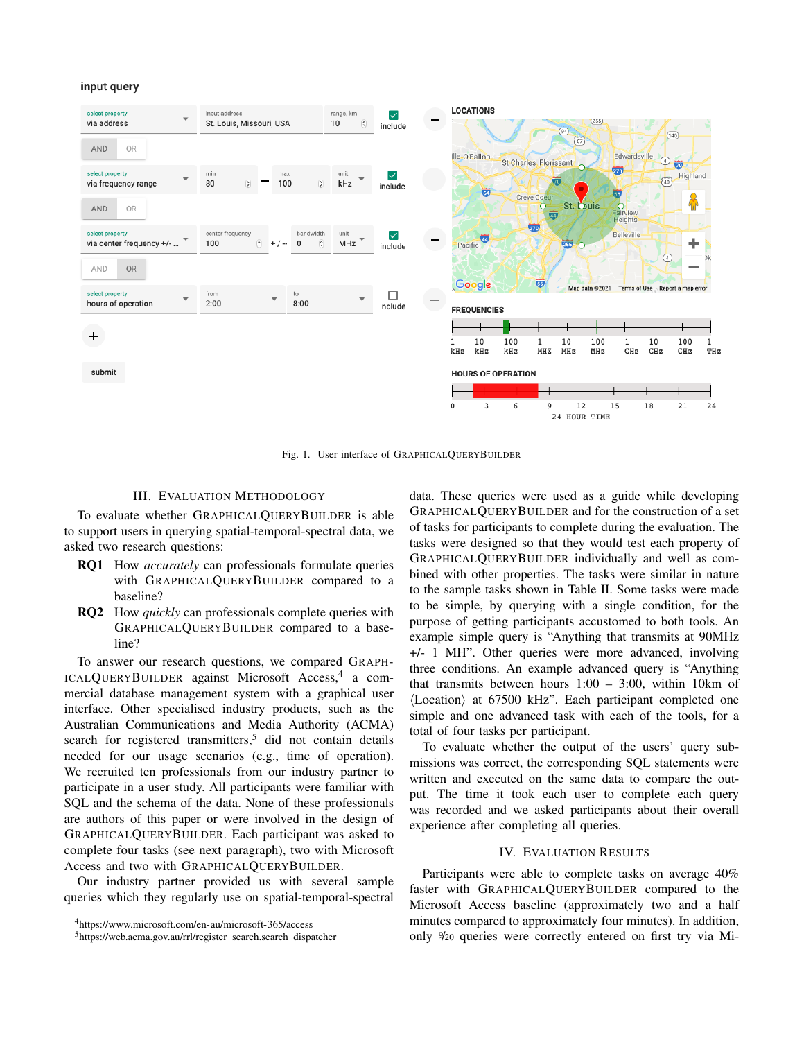Fig. 1. User interface of GRAPHICALQUERYBUILDER

## III. Evaluation Methodology

To evaluate whether GRAPHICALQUERYBUILDER is able to support users in querying spatial-temporal-spectral data, we asked two research questions:

- **RQ1** How *accurately* can professionals formulate queries with GRAPHICALQUERYBUILDER compared to a baseline?
- **RQ2** How *quickly* can professionals complete queries with GRAPHICALQUERYBUILDER compared to a baseline?

To answer our research questions, we compared GRAPHICALQUERYBUILDER against Microsoft Access,[4] a commercial database management system with a graphical user interface. Other specialised industry products, such as the Australian Communications and Media Authority (ACMA) search for registered transmitters,[5] did not contain details needed for our usage scenarios (e.g., time of operation). We recruited ten professionals from our industry partner to participate in a user study. All participants were familiar with SQL and the schema of the data. None of these professionals are authors of this paper or were involved in the design of GRAPHICALQUERYBUILDER. Each participant was asked to complete four tasks (see next paragraph), two with Microsoft Access and two with GRAPHICALQUERYBUILDER.

Our industry partner provided us with several sample queries which they regularly use on spatial-temporal-spectral data. These queries were used as a guide while developing GRAPHICALQUERYBUILDER and for the construction of a set of tasks for participants to complete during the evaluation. The tasks were designed so that they would test each property of GRAPHICALQUERYBUILDER individually and well as combined with other properties. The tasks were similar in nature to the sample tasks shown in Table II. Some tasks were made to be simple, by querying with a single condition, for the purpose of getting participants accustomed to both tools. An example simple query is "Anything that transmits at 90MHz +/- 1 MH". Other queries were more advanced, involving three conditions. An example advanced query is "Anything that transmits between hours 1:00 – 3:00, within 10km of ⟨Location⟩ at 67500 kHz". Each participant completed one simple and one advanced task with each of the tools, for a total of four tasks per participant.

To evaluate whether the output of the users' query submissions was correct, the corresponding SQL statements were written and executed on the same data to compare the output. The time it took each user to complete each query was recorded and we asked participants about their overall experience after completing all queries.

## IV. Evaluation Results

Participants were able to complete tasks on average 40% faster with GRAPHICALQUERYBUILDER compared to the Microsoft Access baseline (approximately two and a half minutes compared to approximately four minutes). In addition, only 9/20 queries were correctly entered on first try via Mi-

[4] https://www.microsoft.com/en-au/microsoft-365/access

[5] https://web.acma.gov.au/rrl/register_search.search_dispatcher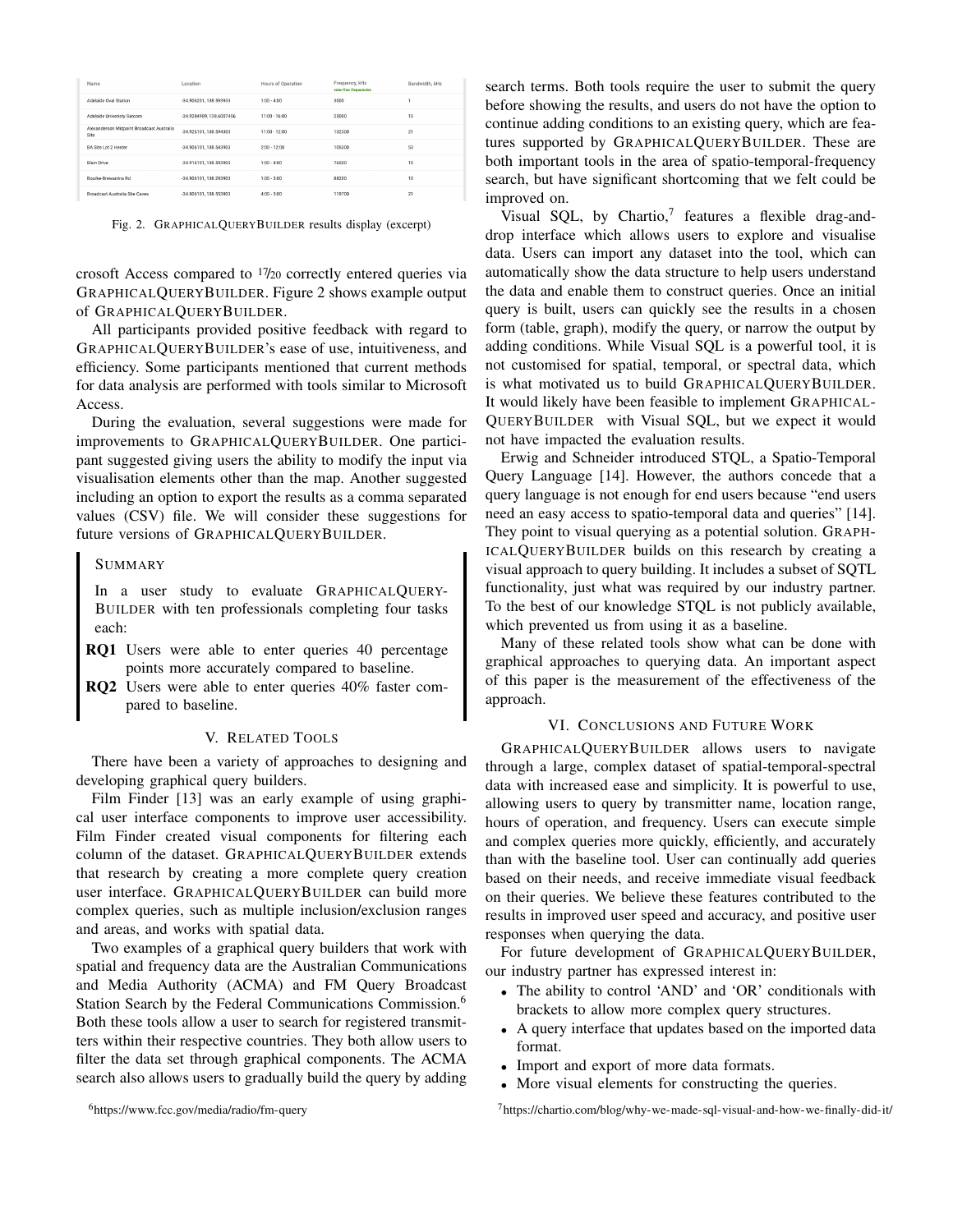| Name | Location | Hours of Operation | Frequency, kHz | Bandwidth, kHz |
| --- | --- | --- | --- | --- |
| Adelaide Oval Station | -34.906201, 138.593903 | 1:00 - 4:00 | 3000 | 1 |
| Adelaide University Satcom | -34.9284989, 138.6007456 | 11:00 - 16:00 | 25000 | 15 |
| Alexanderson Midpoint Broadcast Australia Site | -34.926101, 138.594303 | 11:00 - 12:00 | 132300 | 21 |
| BA Site Lot 2 Heester | -34.906101, 138.543903 | 2:00 - 12:00 | 105300 | 53 |
| Blain Drive | -34.916101, 138.593903 | 1:00 - 4:00 | 76500 | 10 |
| Bourke-Brewarrina Rd | -34.906101, 138.293903 | 1:00 - 3:00 | 88200 | 10 |
| Broadcast Australia Site Caves | -34.906101, 138.553903 | 4:00 - 5:00 | 119700 | 21 |

Fig. 2. GraphicalQueryBuilder results display (excerpt)

crosoft Access compared to 17/20 correctly entered queries via GraphicalQueryBuilder. Figure 2 shows example output of GraphicalQueryBuilder.

All participants provided positive feedback with regard to GraphicalQueryBuilder's ease of use, intuitiveness, and efficiency. Some participants mentioned that current methods for data analysis are performed with tools similar to Microsoft Access.

During the evaluation, several suggestions were made for improvements to GraphicalQueryBuilder. One participant suggested giving users the ability to modify the input via visualisation elements other than the map. Another suggested including an option to export the results as a comma separated values (CSV) file. We will consider these suggestions for future versions of GraphicalQueryBuilder.

> Summary
>
> In a user study to evaluate GraphicalQueryBuilder with ten professionals completing four tasks each:
>
> **RQ1** Users were able to enter queries 40 percentage points more accurately compared to baseline.
>
> **RQ2** Users were able to enter queries 40% faster compared to baseline.

## V. Related Tools

There have been a variety of approaches to designing and developing graphical query builders.

Film Finder [13] was an early example of using graphical user interface components to improve user accessibility. Film Finder created visual components for filtering each column of the dataset. GraphicalQueryBuilder extends that research by creating a more complete query creation user interface. GraphicalQueryBuilder can build more complex queries, such as multiple inclusion/exclusion ranges and areas, and works with spatial data.

Two examples of a graphical query builders that work with spatial and frequency data are the Australian Communications and Media Authority (ACMA) and FM Query Broadcast Station Search by the Federal Communications Commission.[6] Both these tools allow a user to search for registered transmitters within their respective countries. They both allow users to filter the data set through graphical components. The ACMA search also allows users to gradually build the query by adding search terms. Both tools require the user to submit the query before showing the results, and users do not have the option to continue adding conditions to an existing query, which are features supported by GraphicalQueryBuilder. These are both important tools in the area of spatio-temporal-frequency search, but have significant shortcoming that we felt could be improved on.

Visual SQL, by Chartio,[7] features a flexible drag-and-drop interface which allows users to explore and visualise data. Users can import any dataset into the tool, which can automatically show the data structure to help users understand the data and enable them to construct queries. Once an initial query is built, users can quickly see the results in a chosen form (table, graph), modify the query, or narrow the output by adding conditions. While Visual SQL is a powerful tool, it is not customised for spatial, temporal, or spectral data, which is what motivated us to build GraphicalQueryBuilder. It would likely have been feasible to implement GraphicalQueryBuilder with Visual SQL, but we expect it would not have impacted the evaluation results.

Erwig and Schneider introduced STQL, a Spatio-Temporal Query Language [14]. However, the authors concede that a query language is not enough for end users because "end users need an easy access to spatio-temporal data and queries" [14]. They point to visual querying as a potential solution. GraphicalQueryBuilder builds on this research by creating a visual approach to query building. It includes a subset of SQTL functionality, just what was required by our industry partner. To the best of our knowledge STQL is not publicly available, which prevented us from using it as a baseline.

Many of these related tools show what can be done with graphical approaches to querying data. An important aspect of this paper is the measurement of the effectiveness of the approach.

## VI. Conclusions and Future Work

GraphicalQueryBuilder allows users to navigate through a large, complex dataset of spatial-temporal-spectral data with increased ease and simplicity. It is powerful to use, allowing users to query by transmitter name, location range, hours of operation, and frequency. Users can execute simple and complex queries more quickly, efficiently, and accurately than with the baseline tool. User can continually add queries based on their needs, and receive immediate visual feedback on their queries. We believe these features contributed to the results in improved user speed and accuracy, and positive user responses when querying the data.

For future development of GraphicalQueryBuilder, our industry partner has expressed interest in:

- The ability to control 'AND' and 'OR' conditionals with brackets to allow more complex query structures.
- A query interface that updates based on the imported data format.
- Import and export of more data formats.
- More visual elements for constructing the queries.

[6] https://www.fcc.gov/media/radio/fm-query

[7] https://chartio.com/blog/why-we-made-sql-visual-and-how-we-finally-did-it/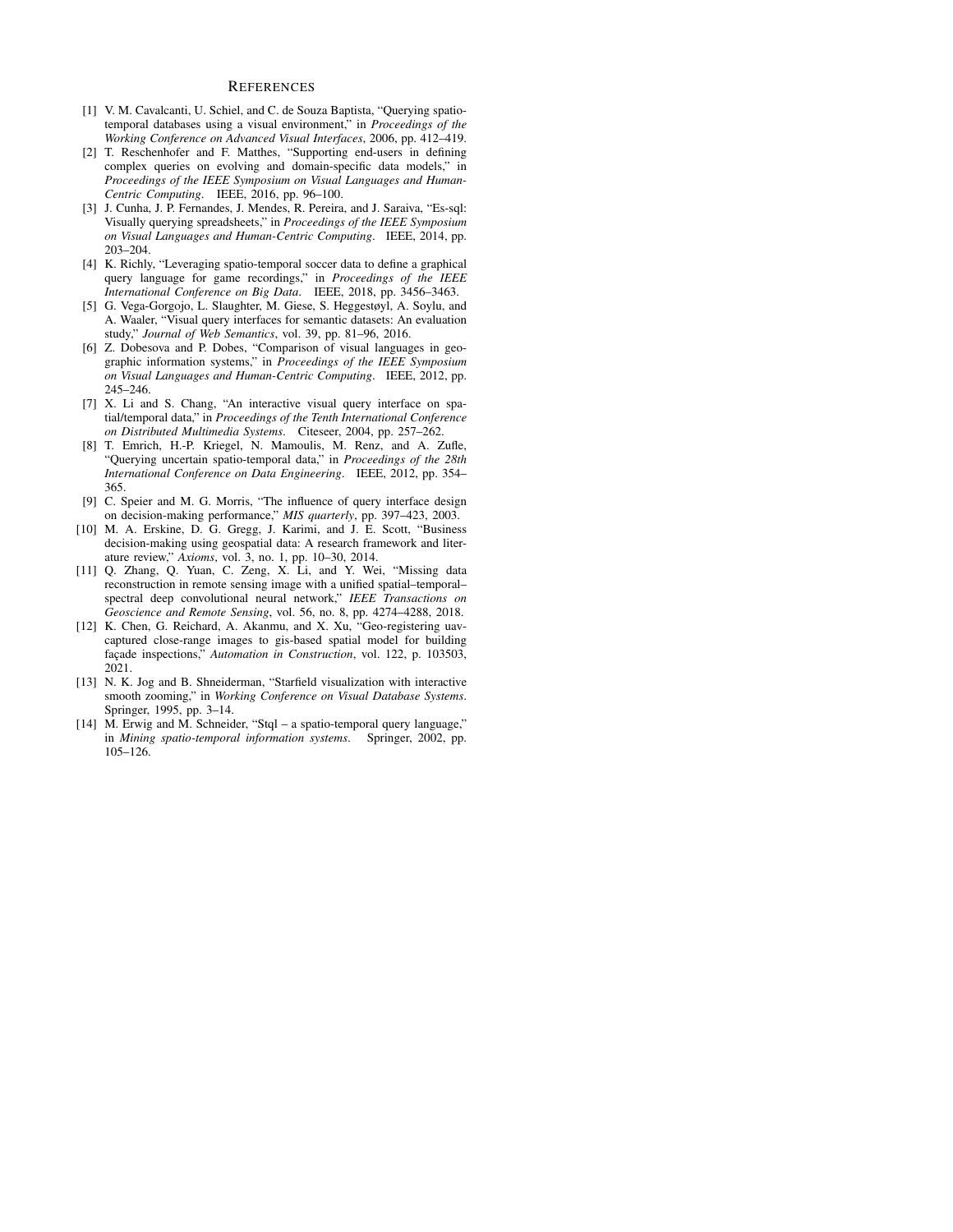## References

[1] V. M. Cavalcanti, U. Schiel, and C. de Souza Baptista, "Querying spatio-temporal databases using a visual environment," in *Proceedings of the Working Conference on Advanced Visual Interfaces*, 2006, pp. 412–419.

[2] T. Reschenhofer and F. Matthes, "Supporting end-users in defining complex queries on evolving and domain-specific data models," in *Proceedings of the IEEE Symposium on Visual Languages and Human-Centric Computing*. IEEE, 2016, pp. 96–100.

[3] J. Cunha, J. P. Fernandes, J. Mendes, R. Pereira, and J. Saraiva, "Es-sql: Visually querying spreadsheets," in *Proceedings of the IEEE Symposium on Visual Languages and Human-Centric Computing*. IEEE, 2014, pp. 203–204.

[4] K. Richly, "Leveraging spatio-temporal soccer data to define a graphical query language for game recordings," in *Proceedings of the IEEE International Conference on Big Data*. IEEE, 2018, pp. 3456–3463.

[5] G. Vega-Gorgojo, L. Slaughter, M. Giese, S. Heggestøyl, A. Soylu, and A. Waaler, "Visual query interfaces for semantic datasets: An evaluation study," *Journal of Web Semantics*, vol. 39, pp. 81–96, 2016.

[6] Z. Dobesova and P. Dobes, "Comparison of visual languages in geographic information systems," in *Proceedings of the IEEE Symposium on Visual Languages and Human-Centric Computing*. IEEE, 2012, pp. 245–246.

[7] X. Li and S. Chang, "An interactive visual query interface on spatial/temporal data," in *Proceedings of the Tenth International Conference on Distributed Multimedia Systems*. Citeseer, 2004, pp. 257–262.

[8] T. Emrich, H.-P. Kriegel, N. Mamoulis, M. Renz, and A. Zufle, "Querying uncertain spatio-temporal data," in *Proceedings of the 28th International Conference on Data Engineering*. IEEE, 2012, pp. 354–365.

[9] C. Speier and M. G. Morris, "The influence of query interface design on decision-making performance," *MIS quarterly*, pp. 397–423, 2003.

[10] M. A. Erskine, D. G. Gregg, J. Karimi, and J. E. Scott, "Business decision-making using geospatial data: A research framework and literature review," *Axioms*, vol. 3, no. 1, pp. 10–30, 2014.

[11] Q. Zhang, Q. Yuan, C. Zeng, X. Li, and Y. Wei, "Missing data reconstruction in remote sensing image with a unified spatial–temporal–spectral deep convolutional neural network," *IEEE Transactions on Geoscience and Remote Sensing*, vol. 56, no. 8, pp. 4274–4288, 2018.

[12] K. Chen, G. Reichard, A. Akanmu, and X. Xu, "Geo-registering uav-captured close-range images to gis-based spatial model for building façade inspections," *Automation in Construction*, vol. 122, p. 103503, 2021.

[13] N. K. Jog and B. Shneiderman, "Starfield visualization with interactive smooth zooming," in *Working Conference on Visual Database Systems*. Springer, 1995, pp. 3–14.

[14] M. Erwig and M. Schneider, "Stql – a spatio-temporal query language," in *Mining spatio-temporal information systems*. Springer, 2002, pp. 105–126.